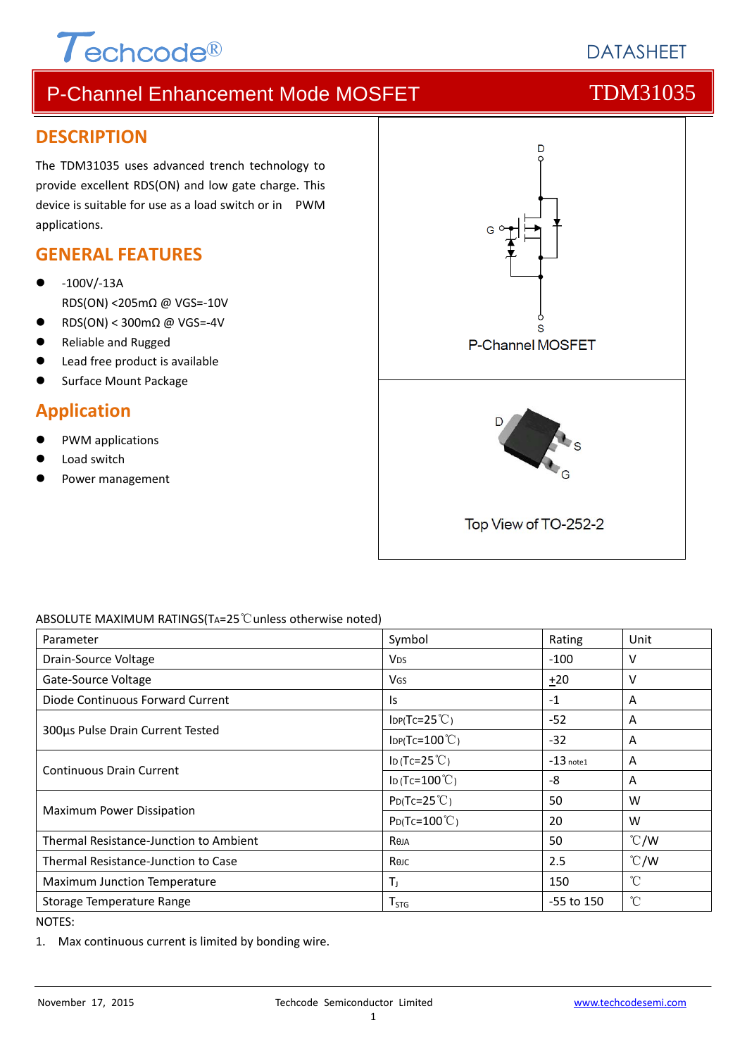Techcode®

DATASHEET

# P-Channel Enhancement Mode MOSFET — TDM31035

## DESCRIPTION

The TDM31035 uses advanced trench technology to provide excellent RDS(ON) and low gate charge. This device is suitable for use as a load switch or in PWM applications.

## GENERAL FEATURES

- -100V/-13A
  RDS(ON) <205mΩ @ VGS=-10V
- RDS(ON) < 300mΩ @ VGS=-4V
- Reliable and Rugged
- Lead free product is available
- Surface Mount Package

## Application

- PWM applications
- Load switch
- Power management

P-Channel MOSFET

Top View of TO-252-2

ABSOLUTE MAXIMUM RATINGS($T_A$=25℃unless otherwise noted)

| Parameter | Symbol | Rating | Unit |
|---|---|---|---|
| Drain-Source Voltage | $V_{DS}$ | -100 | V |
| Gate-Source Voltage | $V_{GS}$ | ±20 | V |
| Diode Continuous Forward Current | Is | -1 | A |
| 300µs Pulse Drain Current Tested | $I_{DP}$($T_C$=25℃) | -52 | A |
| | $I_{DP}$($T_C$=100℃) | -32 | A |
| Continuous Drain Current | $I_D$ ($T_C$=25℃) | -13 note1 | A |
| | $I_D$ ($T_C$=100℃) | -8 | A |
| Maximum Power Dissipation | $P_D$($T_C$=25℃) | 50 | W |
| | $P_D$($T_C$=100℃) | 20 | W |
| Thermal Resistance-Junction to Ambient | $R_{\theta JA}$ | 50 | ℃/W |
| Thermal Resistance-Junction to Case | $R_{\theta JC}$ | 2.5 | ℃/W |
| Maximum Junction Temperature | $T_J$ | 150 | ℃ |
| Storage Temperature Range | $T_{STG}$ | -55 to 150 | ℃ |

NOTES:

1. Max continuous current is limited by bonding wire.

November 17, 2015 — Techcode Semiconductor Limited — www.techcodesemi.com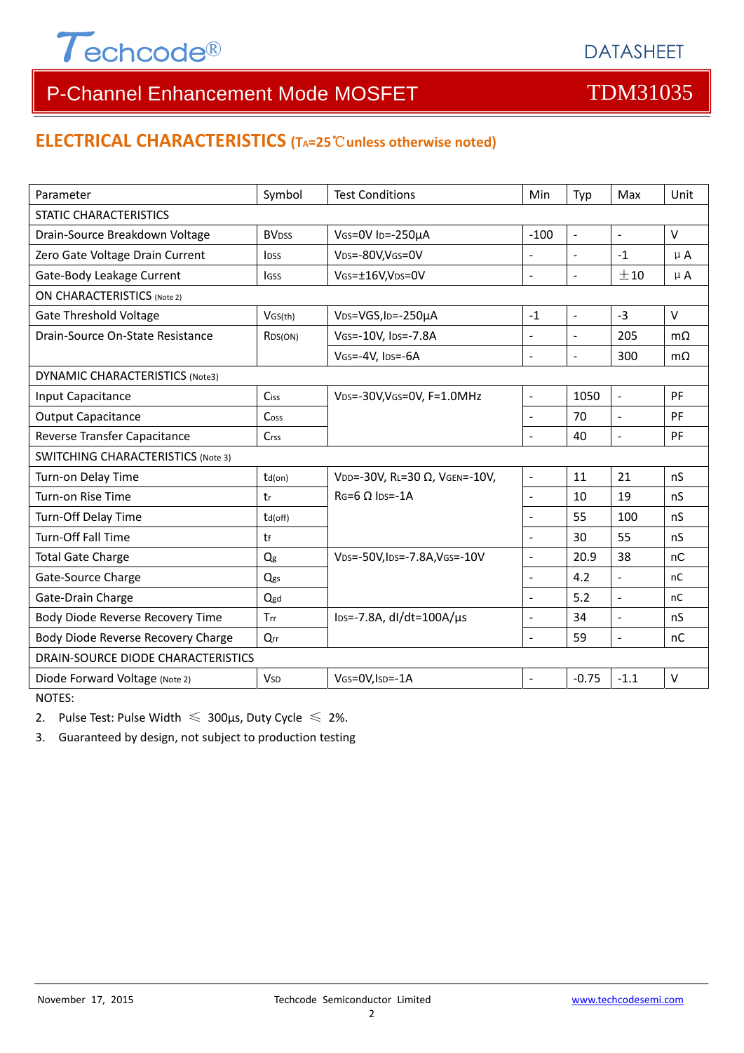# P-Channel Enhancement Mode MOSFET — TDM31035

## ELECTRICAL CHARACTERISTICS ($T_A$=25℃unless otherwise noted)

| Parameter | Symbol | Test Conditions | Min | Typ | Max | Unit |
|---|---|---|---|---|---|---|
| STATIC CHARACTERISTICS | | | | | | |
| Drain-Source Breakdown Voltage | $BV_{DSS}$ | $V_{GS}$=0V $I_D$=-250μA | -100 | - | - | V |
| Zero Gate Voltage Drain Current | $I_{DSS}$ | $V_{DS}$=-80V,$V_{GS}$=0V | - | - | -1 | μA |
| Gate-Body Leakage Current | $I_{GSS}$ | $V_{GS}$=±16V,$V_{DS}$=0V | - | - | ±10 | μA |
| ON CHARACTERISTICS (Note 2) | | | | | | |
| Gate Threshold Voltage | $V_{GS(th)}$ | $V_{DS}$=VGS,$I_D$=-250μA | -1 | - | -3 | V |
| Drain-Source On-State Resistance | $R_{DS(ON)}$ | $V_{GS}$=-10V, $I_{DS}$=-7.8A | - | - | 205 | mΩ |
| | | $V_{GS}$=-4V, $I_{DS}$=-6A | - | - | 300 | mΩ |
| DYNAMIC CHARACTERISTICS (Note3) | | | | | | |
| Input Capacitance | $C_{iss}$ | $V_{DS}$=-30V,$V_{GS}$=0V, F=1.0MHz | - | 1050 | - | PF |
| Output Capacitance | $C_{oss}$ | | - | 70 | - | PF |
| Reverse Transfer Capacitance | $C_{rss}$ | | - | 40 | - | PF |
| SWITCHING CHARACTERISTICS (Note 3) | | | | | | |
| Turn-on Delay Time | $t_{d(on)}$ | $V_{DD}$=-30V, $R_L$=30 Ω, $V_{GEN}$=-10V, $R_G$=6 Ω $I_{DS}$=-1A | - | 11 | 21 | nS |
| Turn-on Rise Time | $t_r$ | | - | 10 | 19 | nS |
| Turn-Off Delay Time | $t_{d(off)}$ | | - | 55 | 100 | nS |
| Turn-Off Fall Time | $t_f$ | | - | 30 | 55 | nS |
| Total Gate Charge | $Q_g$ | $V_{DS}$=-50V,$I_{DS}$=-7.8A,$V_{GS}$=-10V | - | 20.9 | 38 | nC |
| Gate-Source Charge | $Q_{gs}$ | | - | 4.2 | - | nC |
| Gate-Drain Charge | $Q_{gd}$ | | - | 5.2 | - | nC |
| Body Diode Reverse Recovery Time | $T_{rr}$ | $I_{DS}$=-7.8A, dI/dt=100A/μs | - | 34 | - | nS |
| Body Diode Reverse Recovery Charge | $Q_{rr}$ | | - | 59 | - | nC |
| DRAIN-SOURCE DIODE CHARACTERISTICS | | | | | | |
| Diode Forward Voltage (Note 2) | $V_{SD}$ | $V_{GS}$=0V,$I_{SD}$=-1A | - | -0.75 | -1.1 | V |

NOTES:

2. Pulse Test: Pulse Width ≤ 300μs, Duty Cycle ≤ 2%.
3. Guaranteed by design, not subject to production testing

November 17, 2015 Techcode Semiconductor Limited www.techcodesemi.com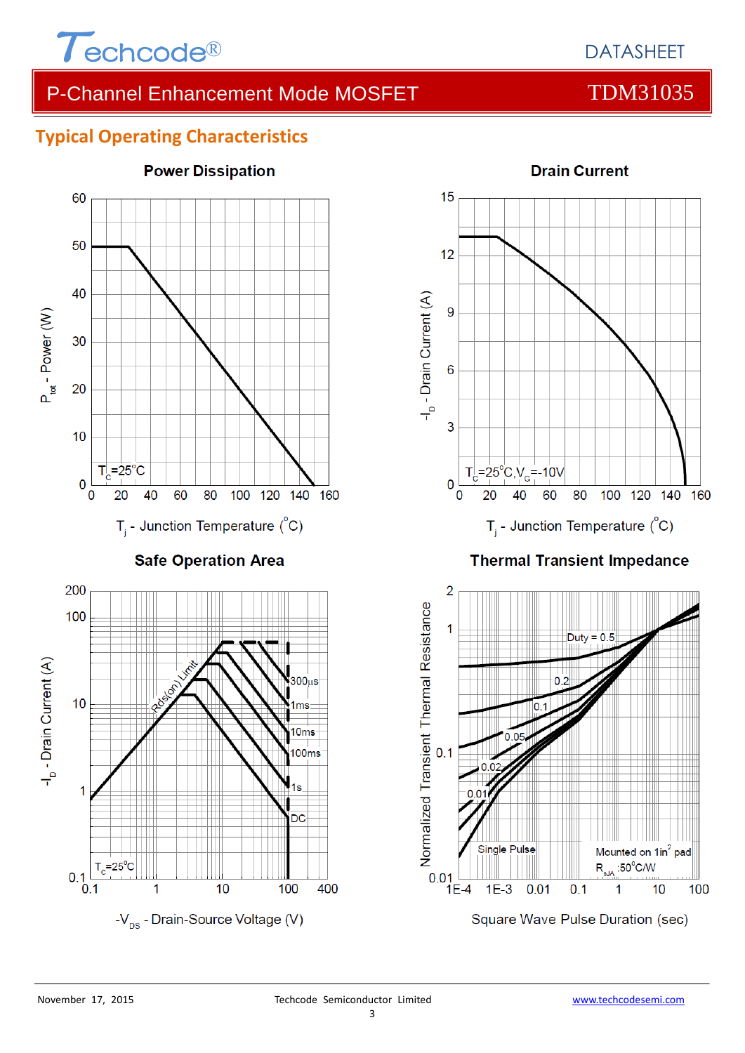## Typical Operating Characteristics

### Power Dissipation

$P_{tot}$ - Power (W)

$T_C$=25°C

$T_j$ - Junction Temperature (°C)

### Drain Current

$-I_D$ - Drain Current (A)

$T_C$=25°C, $V_G$=-10V

$T_j$ - Junction Temperature (°C)

### Safe Operation Area

$-I_D$ - Drain Current (A)

Rds(on) Limit

300μs, 1ms, 10ms, 100ms, 1s, DC

$T_C$=25°C

$-V_{DS}$ - Drain-Source Voltage (V)

### Thermal Transient Impedance

Normalized Transient Thermal Resistance

Duty = 0.5, 0.2, 0.1, 0.05, 0.02, 0.01, Single Pulse

Mounted on 1in² pad
$R_{\theta JA}$ :50°C/W

Square Wave Pulse Duration (sec)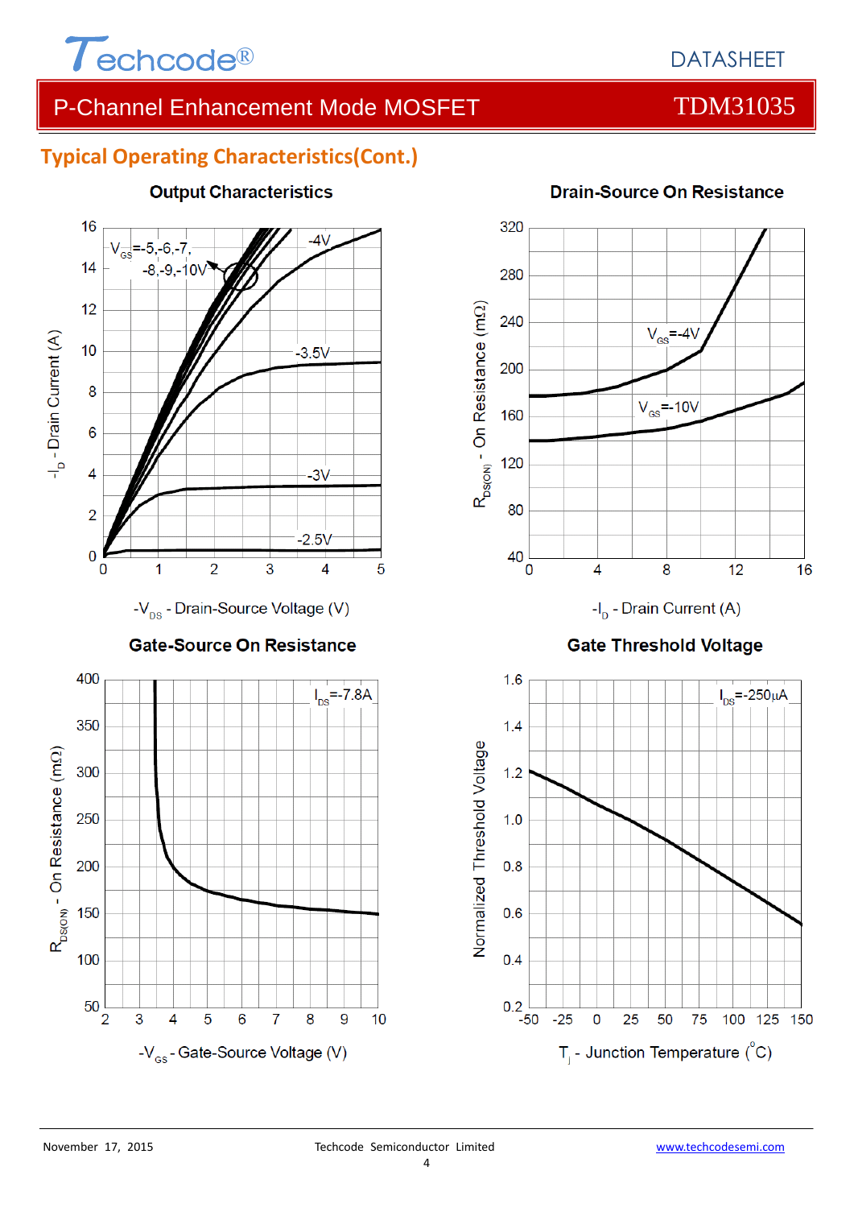## Typical Operating Characteristics(Cont.)

**Output Characteristics**

$V_{GS}$=-5,-6,-7, -8,-9,-10V

-4V

-3.5V

-3V

-2.5V

$-I_D$ - Drain Current (A)

$-V_{DS}$ - Drain-Source Voltage (V)

**Drain-Source On Resistance**

$V_{GS}$=-4V

$V_{GS}$=-10V

$R_{DS(ON)}$ - On Resistance (mΩ)

$-I_D$ - Drain Current (A)

**Gate-Source On Resistance**

$I_{DS}$=-7.8A

$R_{DS(ON)}$ - On Resistance (mΩ)

$-V_{GS}$ - Gate-Source Voltage (V)

**Gate Threshold Voltage**

$I_{DS}$=-250μA

Normalized Threshold Voltage

$T_j$ - Junction Temperature (°C)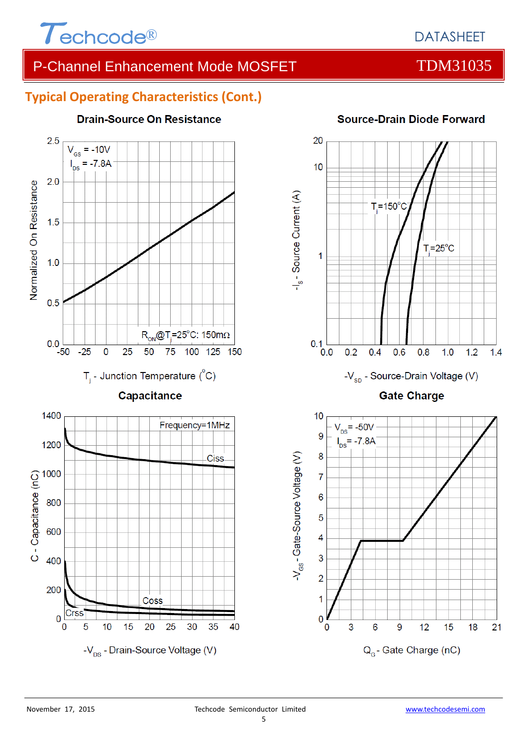## Typical Operating Characteristics (Cont.)

### Drain-Source On Resistance

$V_{GS}$ = -10V
$I_{DS}$ = -7.8A

$R_{ON}$@$T_j$=25°C: 150mΩ

Normalized On Resistance

$T_j$ - Junction Temperature (°C)

### Source-Drain Diode Forward

$T_j$=150°C

$T_j$=25°C

$-I_S$ - Source Current (A)

$-V_{SD}$ - Source-Drain Voltage (V)

### Capacitance

Frequency=1MHz

Ciss

Coss

Crss

C - Capacitance (nC)

$-V_{DS}$ - Drain-Source Voltage (V)

### Gate Charge

$V_{DS}$= -50V
$I_{DS}$= -7.8A

$-V_{GS}$ - Gate-Source Voltage (V)

$Q_G$ - Gate Charge (nC)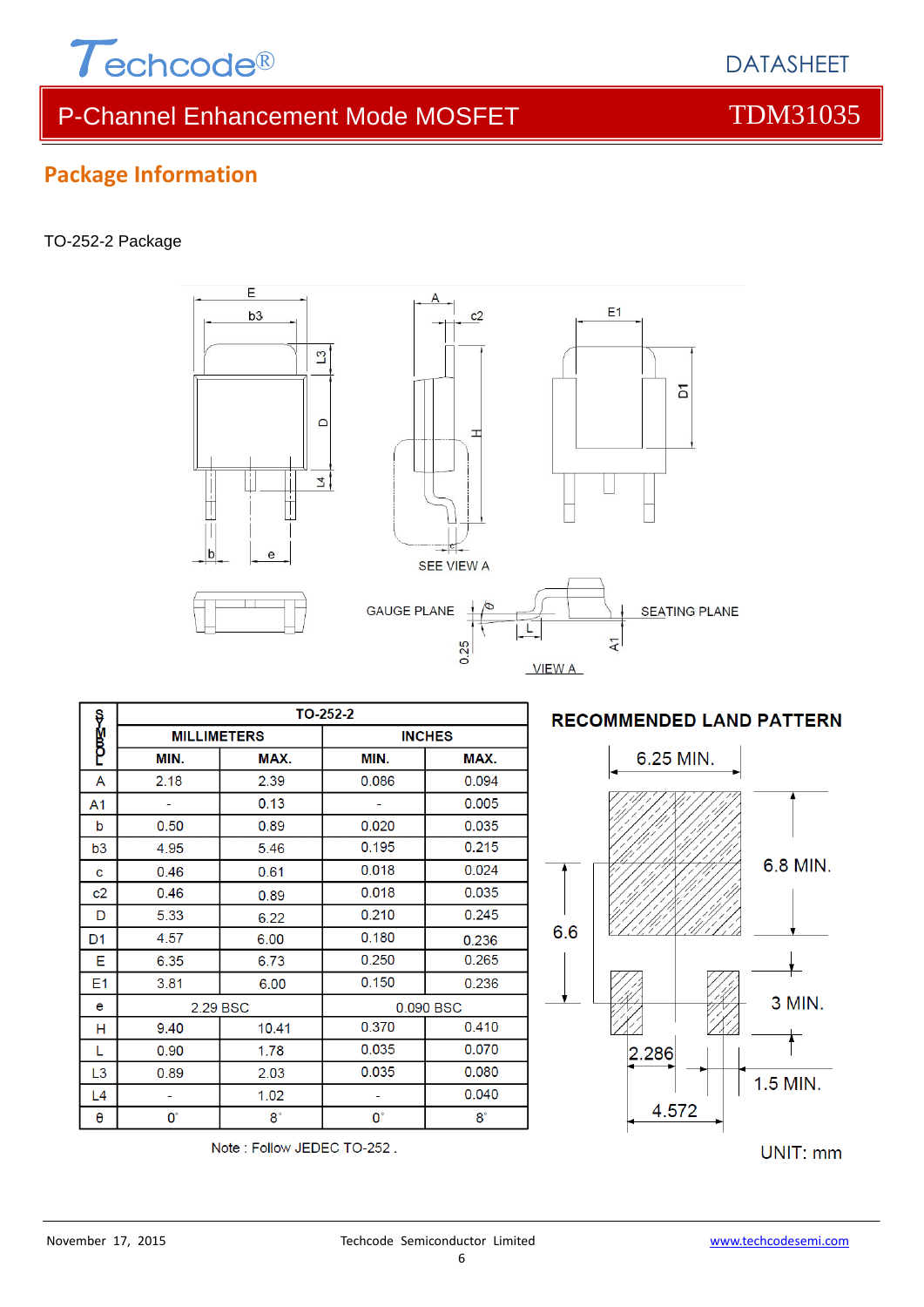## Package Information

TO-252-2 Package

| SYMBOL | TO-252-2 | | | |
|---|---|---|---|---|
| | MILLIMETERS | | INCHES | |
| | MIN. | MAX. | MIN. | MAX. |
| A | 2.18 | 2.39 | 0.086 | 0.094 |
| A1 | - | 0.13 | - | 0.005 |
| b | 0.50 | 0.89 | 0.020 | 0.035 |
| b3 | 4.95 | 5.46 | 0.195 | 0.215 |
| c | 0.46 | 0.61 | 0.018 | 0.024 |
| c2 | 0.46 | 0.89 | 0.018 | 0.035 |
| D | 5.33 | 6.22 | 0.210 | 0.245 |
| D1 | 4.57 | 6.00 | 0.180 | 0.236 |
| E | 6.35 | 6.73 | 0.250 | 0.265 |
| E1 | 3.81 | 6.00 | 0.150 | 0.236 |
| e | 2.29 BSC | | 0.090 BSC | |
| H | 9.40 | 10.41 | 0.370 | 0.410 |
| L | 0.90 | 1.78 | 0.035 | 0.070 |
| L3 | 0.89 | 2.03 | 0.035 | 0.080 |
| L4 | - | 1.02 | - | 0.040 |
| θ | 0° | 8° | 0° | 8° |

Note : Follow JEDEC TO-252 .

**RECOMMENDED LAND PATTERN**

6.25 MIN., 6.8 MIN., 6.6, 3 MIN., 2.286, 1.5 MIN., 4.572

UNIT: mm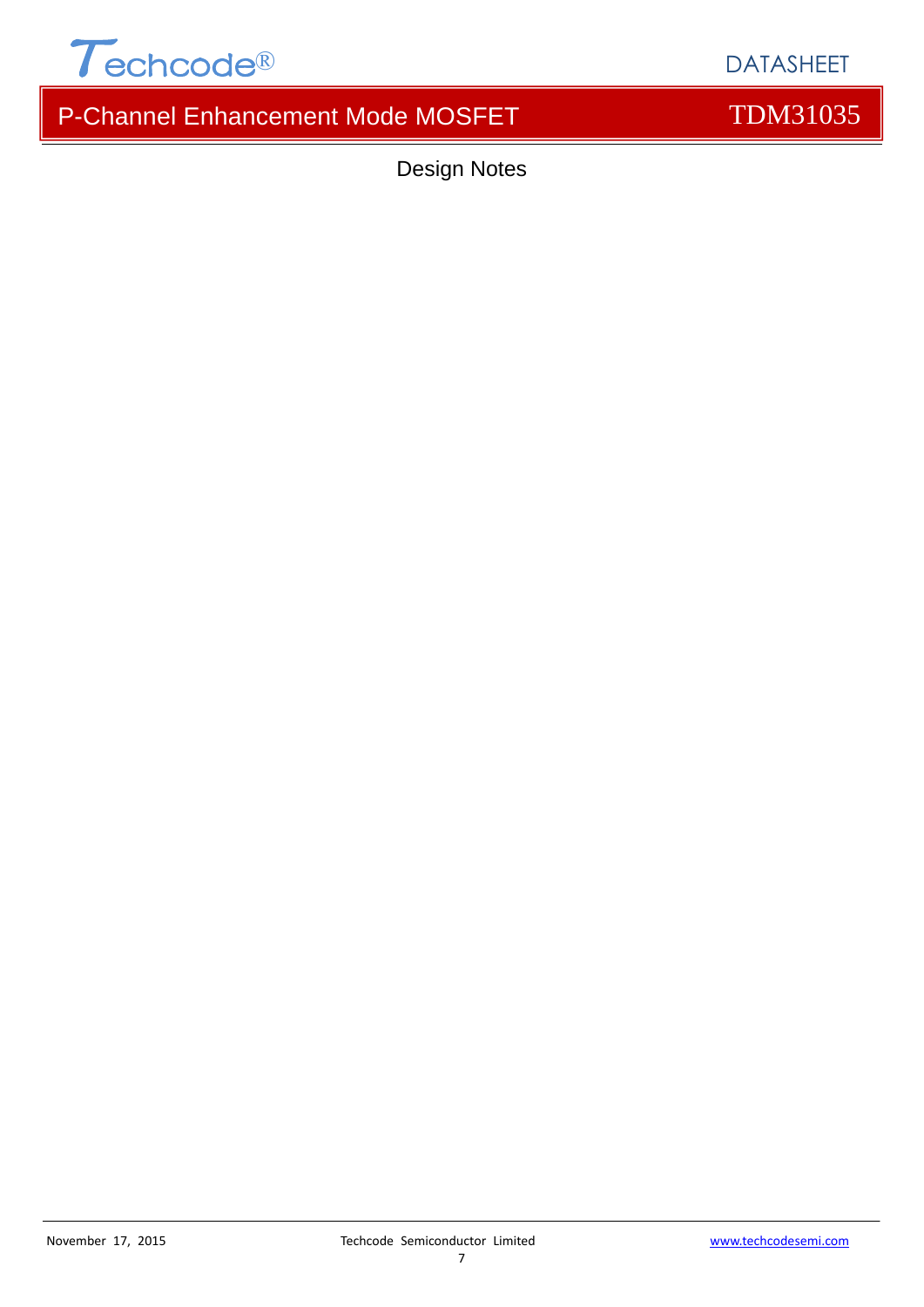Design Notes